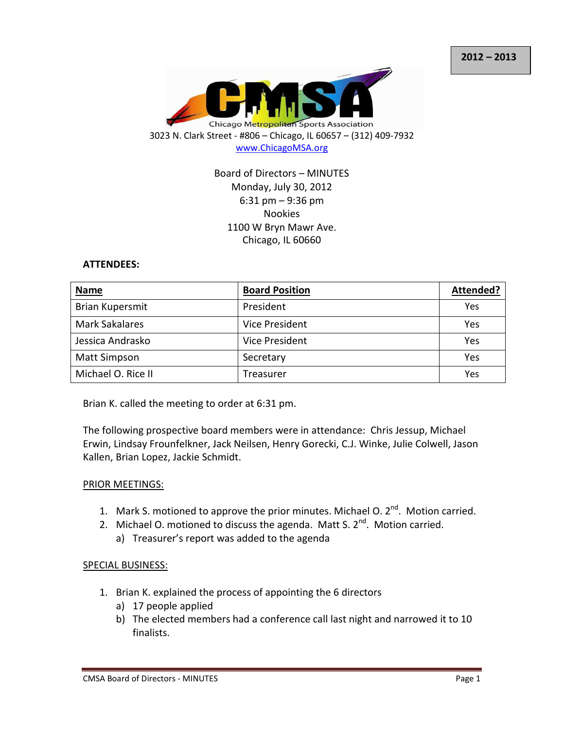**2012 – 2013**

Chicago Metropolitan Sports Association

3023 N. Clark Street - #806 – Chicago, IL 60657 – (312) 409-7932

www.ChicagoMSA.org

Board of Directors – MINUTES
Monday, July 30, 2012
6:31 pm – 9:36 pm
Nookies
1100 W Bryn Mawr Ave.
Chicago, IL 60660

**ATTENDEES:**

| Name | Board Position | Attended? |
|---|---|---|
| Brian Kupersmit | President | Yes |
| Mark Sakalares | Vice President | Yes |
| Jessica Andrasko | Vice President | Yes |
| Matt Simpson | Secretary | Yes |
| Michael O. Rice II | Treasurer | Yes |

Brian K. called the meeting to order at 6:31 pm.

The following prospective board members were in attendance: Chris Jessup, Michael Erwin, Lindsay Frounfelkner, Jack Neilsen, Henry Gorecki, C.J. Winke, Julie Colwell, Jason Kallen, Brian Lopez, Jackie Schmidt.

PRIOR MEETINGS:

1. Mark S. motioned to approve the prior minutes. Michael O. 2nd. Motion carried.
2. Michael O. motioned to discuss the agenda. Matt S. 2nd. Motion carried.
   a) Treasurer's report was added to the agenda

SPECIAL BUSINESS:

1. Brian K. explained the process of appointing the 6 directors
   a) 17 people applied
   b) The elected members had a conference call last night and narrowed it to 10 finalists.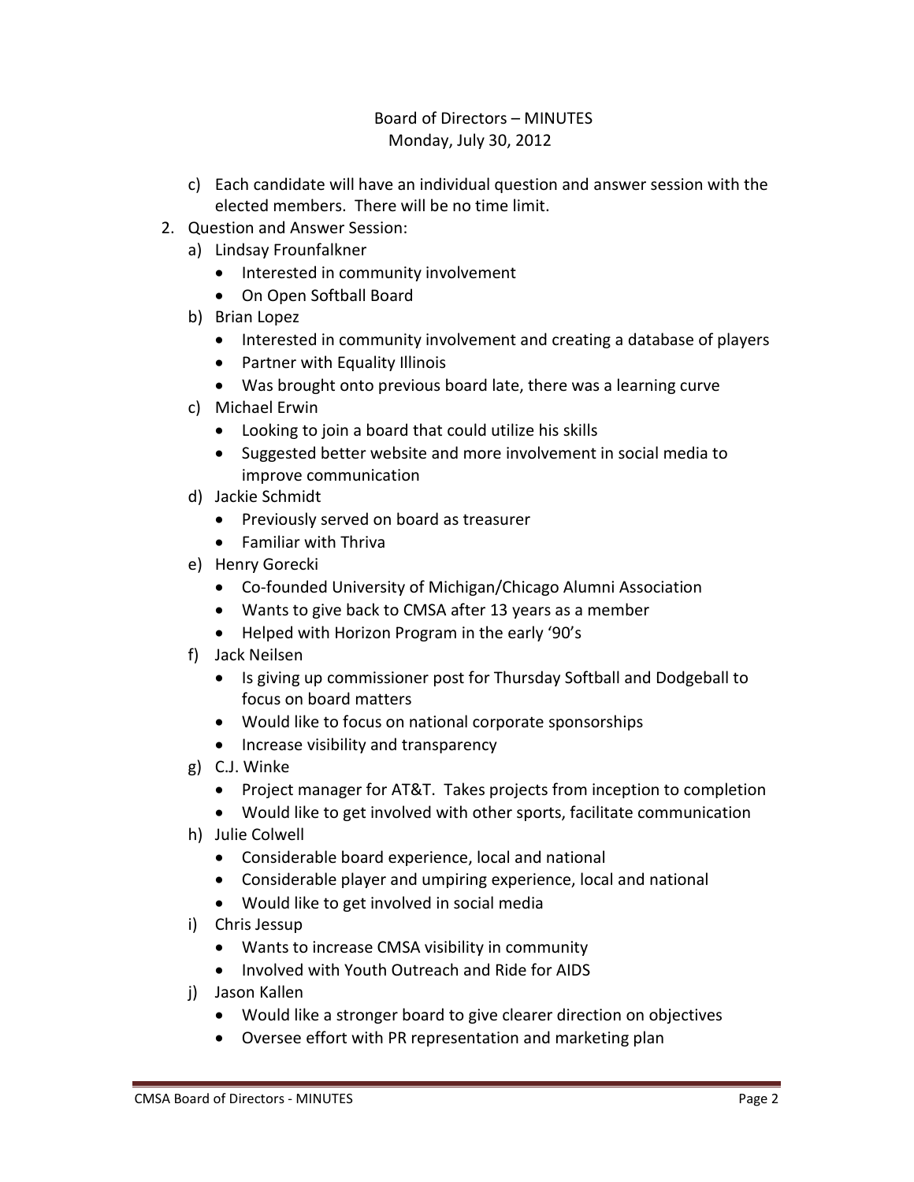Board of Directors – MINUTES
Monday, July 30, 2012

c) Each candidate will have an individual question and answer session with the elected members. There will be no time limit.

2. Question and Answer Session:
   a) Lindsay Frounfalkner
      - Interested in community involvement
      - On Open Softball Board
   b) Brian Lopez
      - Interested in community involvement and creating a database of players
      - Partner with Equality Illinois
      - Was brought onto previous board late, there was a learning curve
   c) Michael Erwin
      - Looking to join a board that could utilize his skills
      - Suggested better website and more involvement in social media to improve communication
   d) Jackie Schmidt
      - Previously served on board as treasurer
      - Familiar with Thriva
   e) Henry Gorecki
      - Co-founded University of Michigan/Chicago Alumni Association
      - Wants to give back to CMSA after 13 years as a member
      - Helped with Horizon Program in the early '90's
   f) Jack Neilsen
      - Is giving up commissioner post for Thursday Softball and Dodgeball to focus on board matters
      - Would like to focus on national corporate sponsorships
      - Increase visibility and transparency
   g) C.J. Winke
      - Project manager for AT&T. Takes projects from inception to completion
      - Would like to get involved with other sports, facilitate communication
   h) Julie Colwell
      - Considerable board experience, local and national
      - Considerable player and umpiring experience, local and national
      - Would like to get involved in social media
   i) Chris Jessup
      - Wants to increase CMSA visibility in community
      - Involved with Youth Outreach and Ride for AIDS
   j) Jason Kallen
      - Would like a stronger board to give clearer direction on objectives
      - Oversee effort with PR representation and marketing plan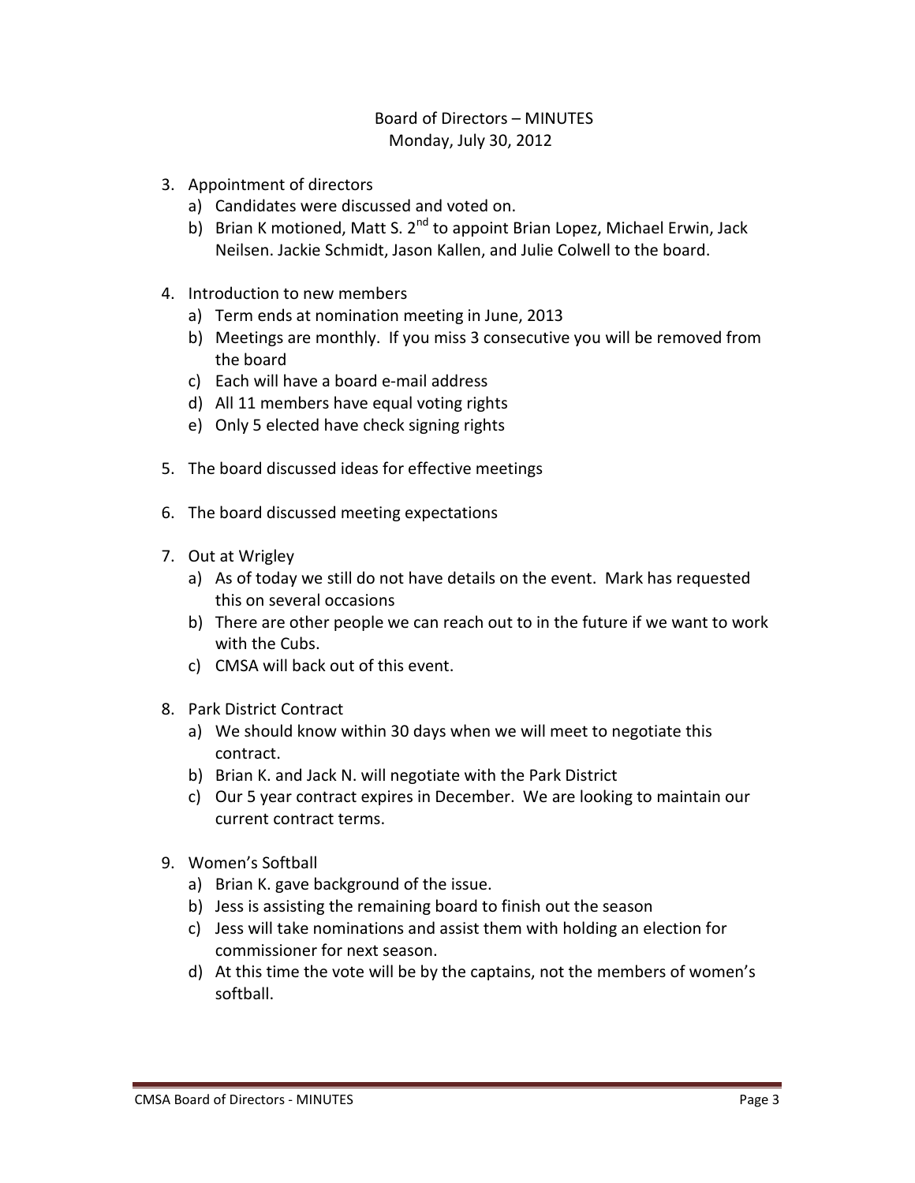Board of Directors – MINUTES
Monday, July 30, 2012

3. Appointment of directors
   a) Candidates were discussed and voted on.
   b) Brian K motioned, Matt S. 2nd to appoint Brian Lopez, Michael Erwin, Jack Neilsen. Jackie Schmidt, Jason Kallen, and Julie Colwell to the board.

4. Introduction to new members
   a) Term ends at nomination meeting in June, 2013
   b) Meetings are monthly. If you miss 3 consecutive you will be removed from the board
   c) Each will have a board e-mail address
   d) All 11 members have equal voting rights
   e) Only 5 elected have check signing rights

5. The board discussed ideas for effective meetings

6. The board discussed meeting expectations

7. Out at Wrigley
   a) As of today we still do not have details on the event. Mark has requested this on several occasions
   b) There are other people we can reach out to in the future if we want to work with the Cubs.
   c) CMSA will back out of this event.

8. Park District Contract
   a) We should know within 30 days when we will meet to negotiate this contract.
   b) Brian K. and Jack N. will negotiate with the Park District
   c) Our 5 year contract expires in December. We are looking to maintain our current contract terms.

9. Women's Softball
   a) Brian K. gave background of the issue.
   b) Jess is assisting the remaining board to finish out the season
   c) Jess will take nominations and assist them with holding an election for commissioner for next season.
   d) At this time the vote will be by the captains, not the members of women's softball.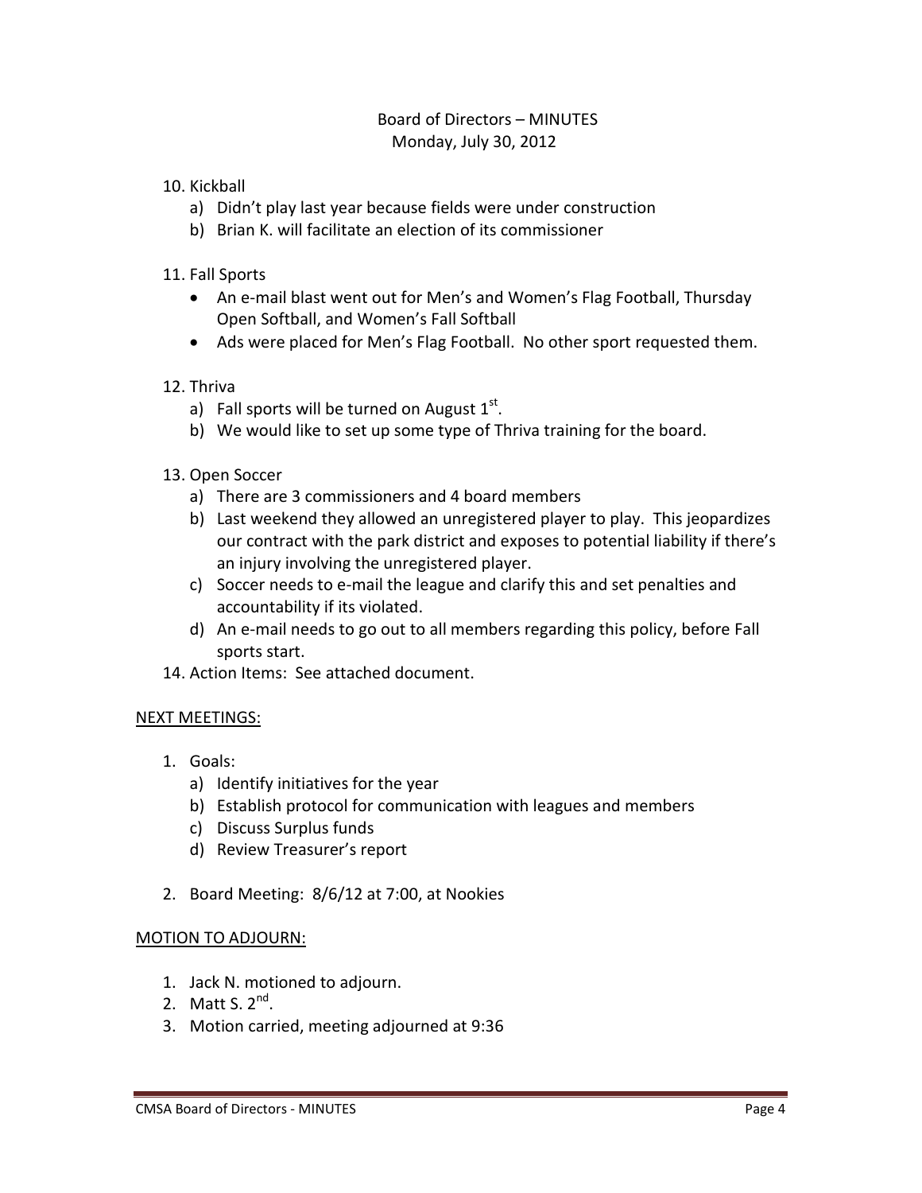Board of Directors – MINUTES
Monday, July 30, 2012

10. Kickball
    a) Didn't play last year because fields were under construction
    b) Brian K. will facilitate an election of its commissioner

11. Fall Sports
    - An e-mail blast went out for Men's and Women's Flag Football, Thursday Open Softball, and Women's Fall Softball
    - Ads were placed for Men's Flag Football. No other sport requested them.

12. Thriva
    a) Fall sports will be turned on August 1st.
    b) We would like to set up some type of Thriva training for the board.

13. Open Soccer
    a) There are 3 commissioners and 4 board members
    b) Last weekend they allowed an unregistered player to play. This jeopardizes our contract with the park district and exposes to potential liability if there's an injury involving the unregistered player.
    c) Soccer needs to e-mail the league and clarify this and set penalties and accountability if its violated.
    d) An e-mail needs to go out to all members regarding this policy, before Fall sports start.
14. Action Items: See attached document.

<u>NEXT MEETINGS:</u>

1. Goals:
   a) Identify initiatives for the year
   b) Establish protocol for communication with leagues and members
   c) Discuss Surplus funds
   d) Review Treasurer's report

2. Board Meeting: 8/6/12 at 7:00, at Nookies

<u>MOTION TO ADJOURN:</u>

1. Jack N. motioned to adjourn.
2. Matt S. 2nd.
3. Motion carried, meeting adjourned at 9:36